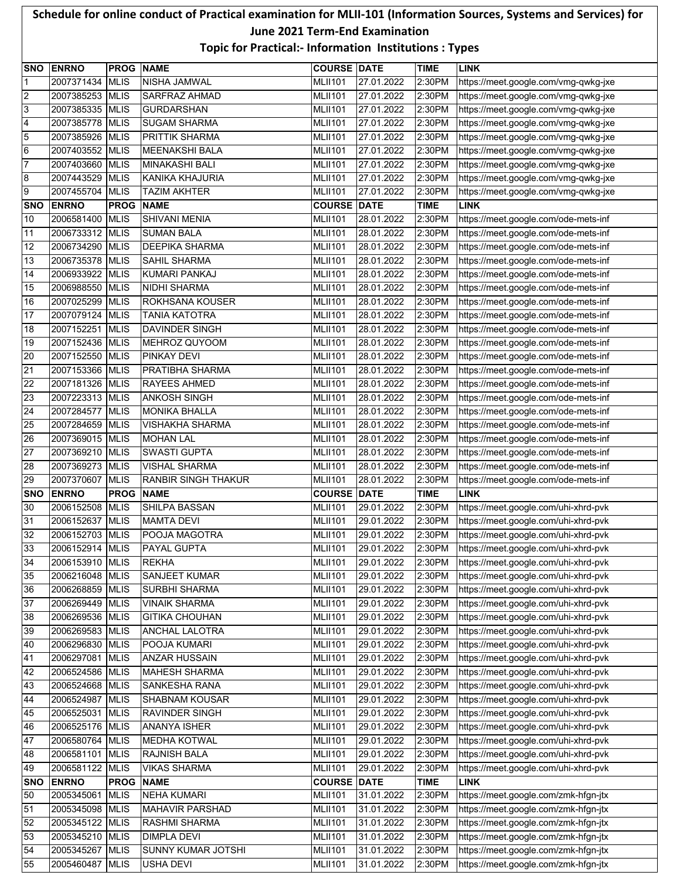# Schedule for online conduct of Practical examination for MLII-101 (Information Sources, Systems and Services) for June 2021 Term-End Examination

## Topic for Practical:- Information Institutions : Types

| SNO | ENRNO | PROG | NAME | COURSE | DATE | TIME | LINK |
|---|---|---|---|---|---|---|---|
| 1 | 2007371434 | MLIS | NISHA JAMWAL | MLII101 | 27.01.2022 | 2:30PM | https://meet.google.com/vmg-qwkg-jxe |
| 2 | 2007385253 | MLIS | SARFRAZ AHMAD | MLII101 | 27.01.2022 | 2:30PM | https://meet.google.com/vmg-qwkg-jxe |
| 3 | 2007385335 | MLIS | GURDARSHAN | MLII101 | 27.01.2022 | 2:30PM | https://meet.google.com/vmg-qwkg-jxe |
| 4 | 2007385778 | MLIS | SUGAM SHARMA | MLII101 | 27.01.2022 | 2:30PM | https://meet.google.com/vmg-qwkg-jxe |
| 5 | 2007385926 | MLIS | PRITTIK SHARMA | MLII101 | 27.01.2022 | 2:30PM | https://meet.google.com/vmg-qwkg-jxe |
| 6 | 2007403552 | MLIS | MEENAKSHI BALA | MLII101 | 27.01.2022 | 2:30PM | https://meet.google.com/vmg-qwkg-jxe |
| 7 | 2007403660 | MLIS | MINAKASHI BALI | MLII101 | 27.01.2022 | 2:30PM | https://meet.google.com/vmg-qwkg-jxe |
| 8 | 2007443529 | MLIS | KANIKA KHAJURIA | MLII101 | 27.01.2022 | 2:30PM | https://meet.google.com/vmg-qwkg-jxe |
| 9 | 2007455704 | MLIS | TAZIM AKHTER | MLII101 | 27.01.2022 | 2:30PM | https://meet.google.com/vmg-qwkg-jxe |
| SNO | ENRNO | PROG | NAME | COURSE | DATE | TIME | LINK |
| 10 | 2006581400 | MLIS | SHIVANI MENIA | MLII101 | 28.01.2022 | 2:30PM | https://meet.google.com/ode-mets-inf |
| 11 | 2006733312 | MLIS | SUMAN BALA | MLII101 | 28.01.2022 | 2:30PM | https://meet.google.com/ode-mets-inf |
| 12 | 2006734290 | MLIS | DEEPIKA SHARMA | MLII101 | 28.01.2022 | 2:30PM | https://meet.google.com/ode-mets-inf |
| 13 | 2006735378 | MLIS | SAHIL SHARMA | MLII101 | 28.01.2022 | 2:30PM | https://meet.google.com/ode-mets-inf |
| 14 | 2006933922 | MLIS | KUMARI PANKAJ | MLII101 | 28.01.2022 | 2:30PM | https://meet.google.com/ode-mets-inf |
| 15 | 2006988550 | MLIS | NIDHI SHARMA | MLII101 | 28.01.2022 | 2:30PM | https://meet.google.com/ode-mets-inf |
| 16 | 2007025299 | MLIS | ROKHSANA KOUSER | MLII101 | 28.01.2022 | 2:30PM | https://meet.google.com/ode-mets-inf |
| 17 | 2007079124 | MLIS | TANIA KATOTRA | MLII101 | 28.01.2022 | 2:30PM | https://meet.google.com/ode-mets-inf |
| 18 | 2007152251 | MLIS | DAVINDER SINGH | MLII101 | 28.01.2022 | 2:30PM | https://meet.google.com/ode-mets-inf |
| 19 | 2007152436 | MLIS | MEHROZ QUYOOM | MLII101 | 28.01.2022 | 2:30PM | https://meet.google.com/ode-mets-inf |
| 20 | 2007152550 | MLIS | PINKAY DEVI | MLII101 | 28.01.2022 | 2:30PM | https://meet.google.com/ode-mets-inf |
| 21 | 2007153366 | MLIS | PRATIBHA SHARMA | MLII101 | 28.01.2022 | 2:30PM | https://meet.google.com/ode-mets-inf |
| 22 | 2007181326 | MLIS | RAYEES AHMED | MLII101 | 28.01.2022 | 2:30PM | https://meet.google.com/ode-mets-inf |
| 23 | 2007223313 | MLIS | ANKOSH SINGH | MLII101 | 28.01.2022 | 2:30PM | https://meet.google.com/ode-mets-inf |
| 24 | 2007284577 | MLIS | MONIKA BHALLA | MLII101 | 28.01.2022 | 2:30PM | https://meet.google.com/ode-mets-inf |
| 25 | 2007284659 | MLIS | VISHAKHA SHARMA | MLII101 | 28.01.2022 | 2:30PM | https://meet.google.com/ode-mets-inf |
| 26 | 2007369015 | MLIS | MOHAN LAL | MLII101 | 28.01.2022 | 2:30PM | https://meet.google.com/ode-mets-inf |
| 27 | 2007369210 | MLIS | SWASTI GUPTA | MLII101 | 28.01.2022 | 2:30PM | https://meet.google.com/ode-mets-inf |
| 28 | 2007369273 | MLIS | VISHAL SHARMA | MLII101 | 28.01.2022 | 2:30PM | https://meet.google.com/ode-mets-inf |
| 29 | 2007370607 | MLIS | RANBIR SINGH THAKUR | MLII101 | 28.01.2022 | 2:30PM | https://meet.google.com/ode-mets-inf |
| SNO | ENRNO | PROG | NAME | COURSE | DATE | TIME | LINK |
| 30 | 2006152508 | MLIS | SHILPA BASSAN | MLII101 | 29.01.2022 | 2:30PM | https://meet.google.com/uhi-xhrd-pvk |
| 31 | 2006152637 | MLIS | MAMTA DEVI | MLII101 | 29.01.2022 | 2:30PM | https://meet.google.com/uhi-xhrd-pvk |
| 32 | 2006152703 | MLIS | POOJA MAGOTRA | MLII101 | 29.01.2022 | 2:30PM | https://meet.google.com/uhi-xhrd-pvk |
| 33 | 2006152914 | MLIS | PAYAL GUPTA | MLII101 | 29.01.2022 | 2:30PM | https://meet.google.com/uhi-xhrd-pvk |
| 34 | 2006153910 | MLIS | REKHA | MLII101 | 29.01.2022 | 2:30PM | https://meet.google.com/uhi-xhrd-pvk |
| 35 | 2006216048 | MLIS | SANJEET KUMAR | MLII101 | 29.01.2022 | 2:30PM | https://meet.google.com/uhi-xhrd-pvk |
| 36 | 2006268859 | MLIS | SURBHI SHARMA | MLII101 | 29.01.2022 | 2:30PM | https://meet.google.com/uhi-xhrd-pvk |
| 37 | 2006269449 | MLIS | VINAIK SHARMA | MLII101 | 29.01.2022 | 2:30PM | https://meet.google.com/uhi-xhrd-pvk |
| 38 | 2006269536 | MLIS | GITIKA CHOUHAN | MLII101 | 29.01.2022 | 2:30PM | https://meet.google.com/uhi-xhrd-pvk |
| 39 | 2006269583 | MLIS | ANCHAL LALOTRA | MLII101 | 29.01.2022 | 2:30PM | https://meet.google.com/uhi-xhrd-pvk |
| 40 | 2006296830 | MLIS | POOJA KUMARI | MLII101 | 29.01.2022 | 2:30PM | https://meet.google.com/uhi-xhrd-pvk |
| 41 | 2006297081 | MLIS | ANZAR HUSSAIN | MLII101 | 29.01.2022 | 2:30PM | https://meet.google.com/uhi-xhrd-pvk |
| 42 | 2006524586 | MLIS | MAHESH SHARMA | MLII101 | 29.01.2022 | 2:30PM | https://meet.google.com/uhi-xhrd-pvk |
| 43 | 2006524668 | MLIS | SANKESHA RANA | MLII101 | 29.01.2022 | 2:30PM | https://meet.google.com/uhi-xhrd-pvk |
| 44 | 2006524987 | MLIS | SHABNAM KOUSAR | MLII101 | 29.01.2022 | 2:30PM | https://meet.google.com/uhi-xhrd-pvk |
| 45 | 2006525031 | MLIS | RAVINDER SINGH | MLII101 | 29.01.2022 | 2:30PM | https://meet.google.com/uhi-xhrd-pvk |
| 46 | 2006525176 | MLIS | ANANYA ISHER | MLII101 | 29.01.2022 | 2:30PM | https://meet.google.com/uhi-xhrd-pvk |
| 47 | 2006580764 | MLIS | MEDHA KOTWAL | MLII101 | 29.01.2022 | 2:30PM | https://meet.google.com/uhi-xhrd-pvk |
| 48 | 2006581101 | MLIS | RAJNISH BALA | MLII101 | 29.01.2022 | 2:30PM | https://meet.google.com/uhi-xhrd-pvk |
| 49 | 2006581122 | MLIS | VIKAS SHARMA | MLII101 | 29.01.2022 | 2:30PM | https://meet.google.com/uhi-xhrd-pvk |
| SNO | ENRNO | PROG | NAME | COURSE | DATE | TIME | LINK |
| 50 | 2005345061 | MLIS | NEHA KUMARI | MLII101 | 31.01.2022 | 2:30PM | https://meet.google.com/zmk-hfgn-jtx |
| 51 | 2005345098 | MLIS | MAHAVIR PARSHAD | MLII101 | 31.01.2022 | 2:30PM | https://meet.google.com/zmk-hfgn-jtx |
| 52 | 2005345122 | MLIS | RASHMI SHARMA | MLII101 | 31.01.2022 | 2:30PM | https://meet.google.com/zmk-hfgn-jtx |
| 53 | 2005345210 | MLIS | DIMPLA DEVI | MLII101 | 31.01.2022 | 2:30PM | https://meet.google.com/zmk-hfgn-jtx |
| 54 | 2005345267 | MLIS | SUNNY KUMAR JOTSHI | MLII101 | 31.01.2022 | 2:30PM | https://meet.google.com/zmk-hfgn-jtx |
| 55 | 2005460487 | MLIS | USHA DEVI | MLII101 | 31.01.2022 | 2:30PM | https://meet.google.com/zmk-hfgn-jtx |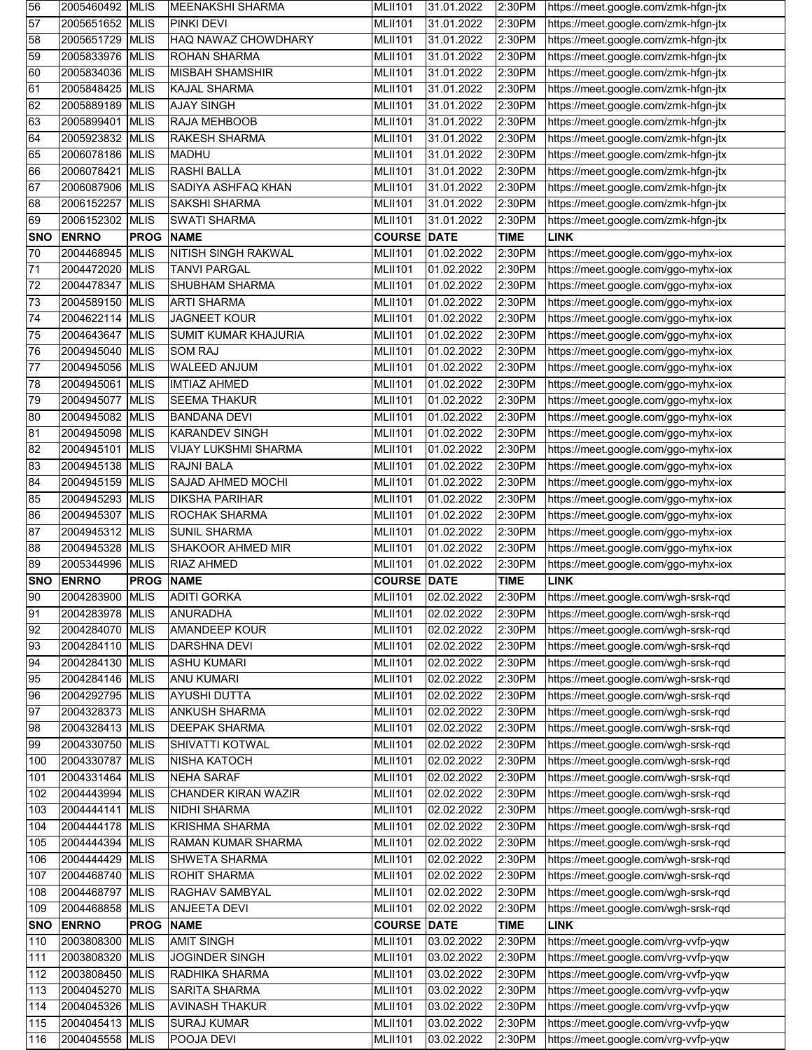| SNO | ENRNO | PROG | NAME | COURSE | DATE | TIME | LINK |
|---|---|---|---|---|---|---|---|
| 56 | 2005460492 | MLIS | MEENAKSHI SHARMA | MLII101 | 31.01.2022 | 2:30PM | https://meet.google.com/zmk-hfgn-jtx |
| 57 | 2005651652 | MLIS | PINKI DEVI | MLII101 | 31.01.2022 | 2:30PM | https://meet.google.com/zmk-hfgn-jtx |
| 58 | 2005651729 | MLIS | HAQ NAWAZ CHOWDHARY | MLII101 | 31.01.2022 | 2:30PM | https://meet.google.com/zmk-hfgn-jtx |
| 59 | 2005833976 | MLIS | ROHAN SHARMA | MLII101 | 31.01.2022 | 2:30PM | https://meet.google.com/zmk-hfgn-jtx |
| 60 | 2005834036 | MLIS | MISBAH SHAMSHIR | MLII101 | 31.01.2022 | 2:30PM | https://meet.google.com/zmk-hfgn-jtx |
| 61 | 2005848425 | MLIS | KAJAL SHARMA | MLII101 | 31.01.2022 | 2:30PM | https://meet.google.com/zmk-hfgn-jtx |
| 62 | 2005889189 | MLIS | AJAY SINGH | MLII101 | 31.01.2022 | 2:30PM | https://meet.google.com/zmk-hfgn-jtx |
| 63 | 2005899401 | MLIS | RAJA MEHBOOB | MLII101 | 31.01.2022 | 2:30PM | https://meet.google.com/zmk-hfgn-jtx |
| 64 | 2005923832 | MLIS | RAKESH SHARMA | MLII101 | 31.01.2022 | 2:30PM | https://meet.google.com/zmk-hfgn-jtx |
| 65 | 2006078186 | MLIS | MADHU | MLII101 | 31.01.2022 | 2:30PM | https://meet.google.com/zmk-hfgn-jtx |
| 66 | 2006078421 | MLIS | RASHI BALLA | MLII101 | 31.01.2022 | 2:30PM | https://meet.google.com/zmk-hfgn-jtx |
| 67 | 2006087906 | MLIS | SADIYA ASHFAQ KHAN | MLII101 | 31.01.2022 | 2:30PM | https://meet.google.com/zmk-hfgn-jtx |
| 68 | 2006152257 | MLIS | SAKSHI SHARMA | MLII101 | 31.01.2022 | 2:30PM | https://meet.google.com/zmk-hfgn-jtx |
| 69 | 2006152302 | MLIS | SWATI SHARMA | MLII101 | 31.01.2022 | 2:30PM | https://meet.google.com/zmk-hfgn-jtx |
| SNO | ENRNO | PROG | NAME | COURSE | DATE | TIME | LINK |
| 70 | 2004468945 | MLIS | NITISH SINGH RAKWAL | MLII101 | 01.02.2022 | 2:30PM | https://meet.google.com/ggo-myhx-iox |
| 71 | 2004472020 | MLIS | TANVI PARGAL | MLII101 | 01.02.2022 | 2:30PM | https://meet.google.com/ggo-myhx-iox |
| 72 | 2004478347 | MLIS | SHUBHAM SHARMA | MLII101 | 01.02.2022 | 2:30PM | https://meet.google.com/ggo-myhx-iox |
| 73 | 2004589150 | MLIS | ARTI SHARMA | MLII101 | 01.02.2022 | 2:30PM | https://meet.google.com/ggo-myhx-iox |
| 74 | 2004622114 | MLIS | JAGNEET KOUR | MLII101 | 01.02.2022 | 2:30PM | https://meet.google.com/ggo-myhx-iox |
| 75 | 2004643647 | MLIS | SUMIT KUMAR KHAJURIA | MLII101 | 01.02.2022 | 2:30PM | https://meet.google.com/ggo-myhx-iox |
| 76 | 2004945040 | MLIS | SOM RAJ | MLII101 | 01.02.2022 | 2:30PM | https://meet.google.com/ggo-myhx-iox |
| 77 | 2004945056 | MLIS | WALEED ANJUM | MLII101 | 01.02.2022 | 2:30PM | https://meet.google.com/ggo-myhx-iox |
| 78 | 2004945061 | MLIS | IMTIAZ AHMED | MLII101 | 01.02.2022 | 2:30PM | https://meet.google.com/ggo-myhx-iox |
| 79 | 2004945077 | MLIS | SEEMA THAKUR | MLII101 | 01.02.2022 | 2:30PM | https://meet.google.com/ggo-myhx-iox |
| 80 | 2004945082 | MLIS | BANDANA DEVI | MLII101 | 01.02.2022 | 2:30PM | https://meet.google.com/ggo-myhx-iox |
| 81 | 2004945098 | MLIS | KARANDEV SINGH | MLII101 | 01.02.2022 | 2:30PM | https://meet.google.com/ggo-myhx-iox |
| 82 | 2004945101 | MLIS | VIJAY LUKSHMI SHARMA | MLII101 | 01.02.2022 | 2:30PM | https://meet.google.com/ggo-myhx-iox |
| 83 | 2004945138 | MLIS | RAJNI BALA | MLII101 | 01.02.2022 | 2:30PM | https://meet.google.com/ggo-myhx-iox |
| 84 | 2004945159 | MLIS | SAJAD AHMED MOCHI | MLII101 | 01.02.2022 | 2:30PM | https://meet.google.com/ggo-myhx-iox |
| 85 | 2004945293 | MLIS | DIKSHA PARIHAR | MLII101 | 01.02.2022 | 2:30PM | https://meet.google.com/ggo-myhx-iox |
| 86 | 2004945307 | MLIS | ROCHAK SHARMA | MLII101 | 01.02.2022 | 2:30PM | https://meet.google.com/ggo-myhx-iox |
| 87 | 2004945312 | MLIS | SUNIL SHARMA | MLII101 | 01.02.2022 | 2:30PM | https://meet.google.com/ggo-myhx-iox |
| 88 | 2004945328 | MLIS | SHAKOOR AHMED MIR | MLII101 | 01.02.2022 | 2:30PM | https://meet.google.com/ggo-myhx-iox |
| 89 | 2005344996 | MLIS | RIAZ AHMED | MLII101 | 01.02.2022 | 2:30PM | https://meet.google.com/ggo-myhx-iox |
| SNO | ENRNO | PROG | NAME | COURSE | DATE | TIME | LINK |
| 90 | 2004283900 | MLIS | ADITI GORKA | MLII101 | 02.02.2022 | 2:30PM | https://meet.google.com/wgh-srsk-rqd |
| 91 | 2004283978 | MLIS | ANURADHA | MLII101 | 02.02.2022 | 2:30PM | https://meet.google.com/wgh-srsk-rqd |
| 92 | 2004284070 | MLIS | AMANDEEP KOUR | MLII101 | 02.02.2022 | 2:30PM | https://meet.google.com/wgh-srsk-rqd |
| 93 | 2004284110 | MLIS | DARSHNA DEVI | MLII101 | 02.02.2022 | 2:30PM | https://meet.google.com/wgh-srsk-rqd |
| 94 | 2004284130 | MLIS | ASHU KUMARI | MLII101 | 02.02.2022 | 2:30PM | https://meet.google.com/wgh-srsk-rqd |
| 95 | 2004284146 | MLIS | ANU KUMARI | MLII101 | 02.02.2022 | 2:30PM | https://meet.google.com/wgh-srsk-rqd |
| 96 | 2004292795 | MLIS | AYUSHI DUTTA | MLII101 | 02.02.2022 | 2:30PM | https://meet.google.com/wgh-srsk-rqd |
| 97 | 2004328373 | MLIS | ANKUSH SHARMA | MLII101 | 02.02.2022 | 2:30PM | https://meet.google.com/wgh-srsk-rqd |
| 98 | 2004328413 | MLIS | DEEPAK SHARMA | MLII101 | 02.02.2022 | 2:30PM | https://meet.google.com/wgh-srsk-rqd |
| 99 | 2004330750 | MLIS | SHIVATTI KOTWAL | MLII101 | 02.02.2022 | 2:30PM | https://meet.google.com/wgh-srsk-rqd |
| 100 | 2004330787 | MLIS | NISHA KATOCH | MLII101 | 02.02.2022 | 2:30PM | https://meet.google.com/wgh-srsk-rqd |
| 101 | 2004331464 | MLIS | NEHA SARAF | MLII101 | 02.02.2022 | 2:30PM | https://meet.google.com/wgh-srsk-rqd |
| 102 | 2004443994 | MLIS | CHANDER KIRAN WAZIR | MLII101 | 02.02.2022 | 2:30PM | https://meet.google.com/wgh-srsk-rqd |
| 103 | 2004444141 | MLIS | NIDHI SHARMA | MLII101 | 02.02.2022 | 2:30PM | https://meet.google.com/wgh-srsk-rqd |
| 104 | 2004444178 | MLIS | KRISHMA SHARMA | MLII101 | 02.02.2022 | 2:30PM | https://meet.google.com/wgh-srsk-rqd |
| 105 | 2004444394 | MLIS | RAMAN KUMAR SHARMA | MLII101 | 02.02.2022 | 2:30PM | https://meet.google.com/wgh-srsk-rqd |
| 106 | 2004444429 | MLIS | SHWETA SHARMA | MLII101 | 02.02.2022 | 2:30PM | https://meet.google.com/wgh-srsk-rqd |
| 107 | 2004468740 | MLIS | ROHIT SHARMA | MLII101 | 02.02.2022 | 2:30PM | https://meet.google.com/wgh-srsk-rqd |
| 108 | 2004468797 | MLIS | RAGHAV SAMBYAL | MLII101 | 02.02.2022 | 2:30PM | https://meet.google.com/wgh-srsk-rqd |
| 109 | 2004468858 | MLIS | ANJEETA DEVI | MLII101 | 02.02.2022 | 2:30PM | https://meet.google.com/wgh-srsk-rqd |
| SNO | ENRNO | PROG | NAME | COURSE | DATE | TIME | LINK |
| 110 | 2003808300 | MLIS | AMIT SINGH | MLII101 | 03.02.2022 | 2:30PM | https://meet.google.com/vrg-vvfp-yqw |
| 111 | 2003808320 | MLIS | JOGINDER SINGH | MLII101 | 03.02.2022 | 2:30PM | https://meet.google.com/vrg-vvfp-yqw |
| 112 | 2003808450 | MLIS | RADHIKA SHARMA | MLII101 | 03.02.2022 | 2:30PM | https://meet.google.com/vrg-vvfp-yqw |
| 113 | 2004045270 | MLIS | SARITA SHARMA | MLII101 | 03.02.2022 | 2:30PM | https://meet.google.com/vrg-vvfp-yqw |
| 114 | 2004045326 | MLIS | AVINASH THAKUR | MLII101 | 03.02.2022 | 2:30PM | https://meet.google.com/vrg-vvfp-yqw |
| 115 | 2004045413 | MLIS | SURAJ KUMAR | MLII101 | 03.02.2022 | 2:30PM | https://meet.google.com/vrg-vvfp-yqw |
| 116 | 2004045558 | MLIS | POOJA DEVI | MLII101 | 03.02.2022 | 2:30PM | https://meet.google.com/vrg-vvfp-yqw |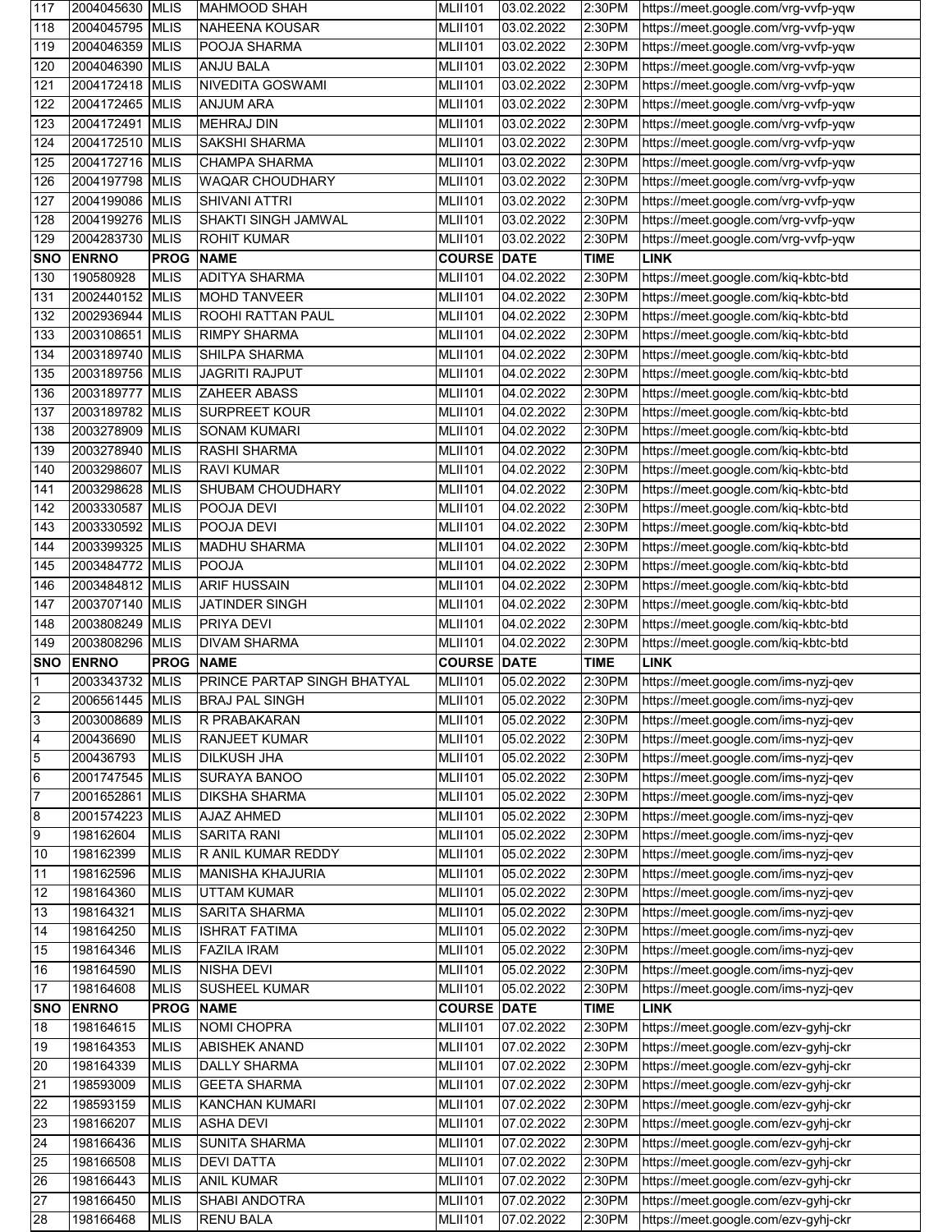| 117 | 2004045630 | MLIS | MAHMOOD SHAH | MLII101 | 03.02.2022 | 2:30PM | https://meet.google.com/vrg-vvfp-yqw |
|---|---|---|---|---|---|---|---|
| 118 | 2004045795 | MLIS | NAHEENA KOUSAR | MLII101 | 03.02.2022 | 2:30PM | https://meet.google.com/vrg-vvfp-yqw |
| 119 | 2004046359 | MLIS | POOJA SHARMA | MLII101 | 03.02.2022 | 2:30PM | https://meet.google.com/vrg-vvfp-yqw |
| 120 | 2004046390 | MLIS | ANJU BALA | MLII101 | 03.02.2022 | 2:30PM | https://meet.google.com/vrg-vvfp-yqw |
| 121 | 2004172418 | MLIS | NIVEDITA GOSWAMI | MLII101 | 03.02.2022 | 2:30PM | https://meet.google.com/vrg-vvfp-yqw |
| 122 | 2004172465 | MLIS | ANJUM ARA | MLII101 | 03.02.2022 | 2:30PM | https://meet.google.com/vrg-vvfp-yqw |
| 123 | 2004172491 | MLIS | MEHRAJ DIN | MLII101 | 03.02.2022 | 2:30PM | https://meet.google.com/vrg-vvfp-yqw |
| 124 | 2004172510 | MLIS | SAKSHI SHARMA | MLII101 | 03.02.2022 | 2:30PM | https://meet.google.com/vrg-vvfp-yqw |
| 125 | 2004172716 | MLIS | CHAMPA SHARMA | MLII101 | 03.02.2022 | 2:30PM | https://meet.google.com/vrg-vvfp-yqw |
| 126 | 2004197798 | MLIS | WAQAR CHOUDHARY | MLII101 | 03.02.2022 | 2:30PM | https://meet.google.com/vrg-vvfp-yqw |
| 127 | 2004199086 | MLIS | SHIVANI ATTRI | MLII101 | 03.02.2022 | 2:30PM | https://meet.google.com/vrg-vvfp-yqw |
| 128 | 2004199276 | MLIS | SHAKTI SINGH JAMWAL | MLII101 | 03.02.2022 | 2:30PM | https://meet.google.com/vrg-vvfp-yqw |
| 129 | 2004283730 | MLIS | ROHIT KUMAR | MLII101 | 03.02.2022 | 2:30PM | https://meet.google.com/vrg-vvfp-yqw |

| SNO | ENRNO | PROG | NAME | COURSE | DATE | TIME | LINK |
|---|---|---|---|---|---|---|---|
| 130 | 190580928 | MLIS | ADITYA SHARMA | MLII101 | 04.02.2022 | 2:30PM | https://meet.google.com/kiq-kbtc-btd |
| 131 | 2002440152 | MLIS | MOHD TANVEER | MLII101 | 04.02.2022 | 2:30PM | https://meet.google.com/kiq-kbtc-btd |
| 132 | 2002936944 | MLIS | ROOHI RATTAN PAUL | MLII101 | 04.02.2022 | 2:30PM | https://meet.google.com/kiq-kbtc-btd |
| 133 | 2003108651 | MLIS | RIMPY SHARMA | MLII101 | 04.02.2022 | 2:30PM | https://meet.google.com/kiq-kbtc-btd |
| 134 | 2003189740 | MLIS | SHILPA SHARMA | MLII101 | 04.02.2022 | 2:30PM | https://meet.google.com/kiq-kbtc-btd |
| 135 | 2003189756 | MLIS | JAGRITI RAJPUT | MLII101 | 04.02.2022 | 2:30PM | https://meet.google.com/kiq-kbtc-btd |
| 136 | 2003189777 | MLIS | ZAHEER ABASS | MLII101 | 04.02.2022 | 2:30PM | https://meet.google.com/kiq-kbtc-btd |
| 137 | 2003189782 | MLIS | SURPREET KOUR | MLII101 | 04.02.2022 | 2:30PM | https://meet.google.com/kiq-kbtc-btd |
| 138 | 2003278909 | MLIS | SONAM KUMARI | MLII101 | 04.02.2022 | 2:30PM | https://meet.google.com/kiq-kbtc-btd |
| 139 | 2003278940 | MLIS | RASHI SHARMA | MLII101 | 04.02.2022 | 2:30PM | https://meet.google.com/kiq-kbtc-btd |
| 140 | 2003298607 | MLIS | RAVI KUMAR | MLII101 | 04.02.2022 | 2:30PM | https://meet.google.com/kiq-kbtc-btd |
| 141 | 2003298628 | MLIS | SHUBAM CHOUDHARY | MLII101 | 04.02.2022 | 2:30PM | https://meet.google.com/kiq-kbtc-btd |
| 142 | 2003330587 | MLIS | POOJA DEVI | MLII101 | 04.02.2022 | 2:30PM | https://meet.google.com/kiq-kbtc-btd |
| 143 | 2003330592 | MLIS | POOJA DEVI | MLII101 | 04.02.2022 | 2:30PM | https://meet.google.com/kiq-kbtc-btd |
| 144 | 2003399325 | MLIS | MADHU SHARMA | MLII101 | 04.02.2022 | 2:30PM | https://meet.google.com/kiq-kbtc-btd |
| 145 | 2003484772 | MLIS | POOJA | MLII101 | 04.02.2022 | 2:30PM | https://meet.google.com/kiq-kbtc-btd |
| 146 | 2003484812 | MLIS | ARIF HUSSAIN | MLII101 | 04.02.2022 | 2:30PM | https://meet.google.com/kiq-kbtc-btd |
| 147 | 2003707140 | MLIS | JATINDER SINGH | MLII101 | 04.02.2022 | 2:30PM | https://meet.google.com/kiq-kbtc-btd |
| 148 | 2003808249 | MLIS | PRIYA DEVI | MLII101 | 04.02.2022 | 2:30PM | https://meet.google.com/kiq-kbtc-btd |
| 149 | 2003808296 | MLIS | DIVAM SHARMA | MLII101 | 04.02.2022 | 2:30PM | https://meet.google.com/kiq-kbtc-btd |

| SNO | ENRNO | PROG | NAME | COURSE | DATE | TIME | LINK |
|---|---|---|---|---|---|---|---|
| 1 | 2003343732 | MLIS | PRINCE PARTAP SINGH BHATYAL | MLII101 | 05.02.2022 | 2:30PM | https://meet.google.com/ims-nyzj-qev |
| 2 | 2006561445 | MLIS | BRAJ PAL SINGH | MLII101 | 05.02.2022 | 2:30PM | https://meet.google.com/ims-nyzj-qev |
| 3 | 2003008689 | MLIS | R PRABAKARAN | MLII101 | 05.02.2022 | 2:30PM | https://meet.google.com/ims-nyzj-qev |
| 4 | 200436690 | MLIS | RANJEET KUMAR | MLII101 | 05.02.2022 | 2:30PM | https://meet.google.com/ims-nyzj-qev |
| 5 | 200436793 | MLIS | DILKUSH JHA | MLII101 | 05.02.2022 | 2:30PM | https://meet.google.com/ims-nyzj-qev |
| 6 | 2001747545 | MLIS | SURAYA BANOO | MLII101 | 05.02.2022 | 2:30PM | https://meet.google.com/ims-nyzj-qev |
| 7 | 2001652861 | MLIS | DIKSHA SHARMA | MLII101 | 05.02.2022 | 2:30PM | https://meet.google.com/ims-nyzj-qev |
| 8 | 2001574223 | MLIS | AJAZ AHMED | MLII101 | 05.02.2022 | 2:30PM | https://meet.google.com/ims-nyzj-qev |
| 9 | 198162604 | MLIS | SARITA RANI | MLII101 | 05.02.2022 | 2:30PM | https://meet.google.com/ims-nyzj-qev |
| 10 | 198162399 | MLIS | R ANIL KUMAR REDDY | MLII101 | 05.02.2022 | 2:30PM | https://meet.google.com/ims-nyzj-qev |
| 11 | 198162596 | MLIS | MANISHA KHAJURIA | MLII101 | 05.02.2022 | 2:30PM | https://meet.google.com/ims-nyzj-qev |
| 12 | 198164360 | MLIS | UTTAM KUMAR | MLII101 | 05.02.2022 | 2:30PM | https://meet.google.com/ims-nyzj-qev |
| 13 | 198164321 | MLIS | SARITA SHARMA | MLII101 | 05.02.2022 | 2:30PM | https://meet.google.com/ims-nyzj-qev |
| 14 | 198164250 | MLIS | ISHRAT FATIMA | MLII101 | 05.02.2022 | 2:30PM | https://meet.google.com/ims-nyzj-qev |
| 15 | 198164346 | MLIS | FAZILA IRAM | MLII101 | 05.02.2022 | 2:30PM | https://meet.google.com/ims-nyzj-qev |
| 16 | 198164590 | MLIS | NISHA DEVI | MLII101 | 05.02.2022 | 2:30PM | https://meet.google.com/ims-nyzj-qev |
| 17 | 198164608 | MLIS | SUSHEEL KUMAR | MLII101 | 05.02.2022 | 2:30PM | https://meet.google.com/ims-nyzj-qev |

| SNO | ENRNO | PROG | NAME | COURSE | DATE | TIME | LINK |
|---|---|---|---|---|---|---|---|
| 18 | 198164615 | MLIS | NOMI CHOPRA | MLII101 | 07.02.2022 | 2:30PM | https://meet.google.com/ezv-gyhj-ckr |
| 19 | 198164353 | MLIS | ABISHEK ANAND | MLII101 | 07.02.2022 | 2:30PM | https://meet.google.com/ezv-gyhj-ckr |
| 20 | 198164339 | MLIS | DALLY SHARMA | MLII101 | 07.02.2022 | 2:30PM | https://meet.google.com/ezv-gyhj-ckr |
| 21 | 198593009 | MLIS | GEETA SHARMA | MLII101 | 07.02.2022 | 2:30PM | https://meet.google.com/ezv-gyhj-ckr |
| 22 | 198593159 | MLIS | KANCHAN KUMARI | MLII101 | 07.02.2022 | 2:30PM | https://meet.google.com/ezv-gyhj-ckr |
| 23 | 198166207 | MLIS | ASHA DEVI | MLII101 | 07.02.2022 | 2:30PM | https://meet.google.com/ezv-gyhj-ckr |
| 24 | 198166436 | MLIS | SUNITA SHARMA | MLII101 | 07.02.2022 | 2:30PM | https://meet.google.com/ezv-gyhj-ckr |
| 25 | 198166508 | MLIS | DEVI DATTA | MLII101 | 07.02.2022 | 2:30PM | https://meet.google.com/ezv-gyhj-ckr |
| 26 | 198166443 | MLIS | ANIL KUMAR | MLII101 | 07.02.2022 | 2:30PM | https://meet.google.com/ezv-gyhj-ckr |
| 27 | 198166450 | MLIS | SHABI ANDOTRA | MLII101 | 07.02.2022 | 2:30PM | https://meet.google.com/ezv-gyhj-ckr |
| 28 | 198166468 | MLIS | RENU BALA | MLII101 | 07.02.2022 | 2:30PM | https://meet.google.com/ezv-gyhj-ckr |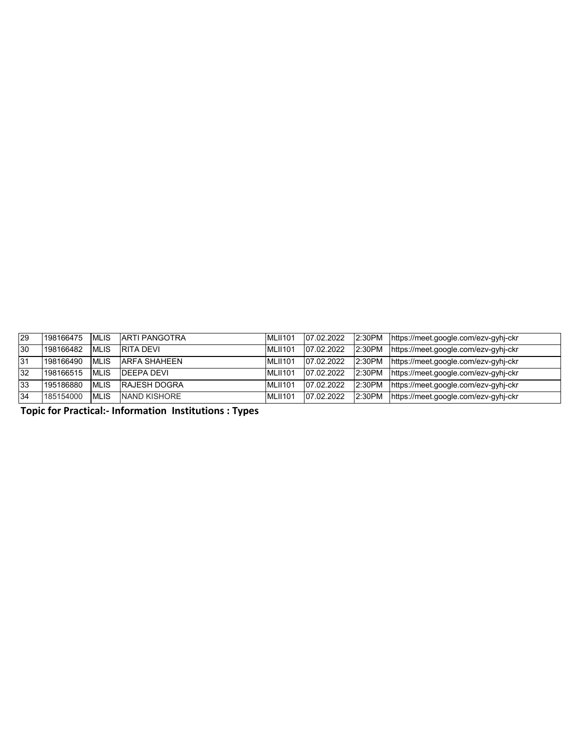| | | | | | | | |
|---|---|---|---|---|---|---|---|
| 29 | 198166475 | MLIS | ARTI PANGOTRA | MLII101 | 07.02.2022 | 2:30PM | https://meet.google.com/ezv-gyhj-ckr |
| 30 | 198166482 | MLIS | RITA DEVI | MLII101 | 07.02.2022 | 2:30PM | https://meet.google.com/ezv-gyhj-ckr |
| 31 | 198166490 | MLIS | ARFA SHAHEEN | MLII101 | 07.02.2022 | 2:30PM | https://meet.google.com/ezv-gyhj-ckr |
| 32 | 198166515 | MLIS | DEEPA DEVI | MLII101 | 07.02.2022 | 2:30PM | https://meet.google.com/ezv-gyhj-ckr |
| 33 | 195186880 | MLIS | RAJESH DOGRA | MLII101 | 07.02.2022 | 2:30PM | https://meet.google.com/ezv-gyhj-ckr |
| 34 | 185154000 | MLIS | NAND KISHORE | MLII101 | 07.02.2022 | 2:30PM | https://meet.google.com/ezv-gyhj-ckr |

**Topic for Practical:- Information Institutions : Types**